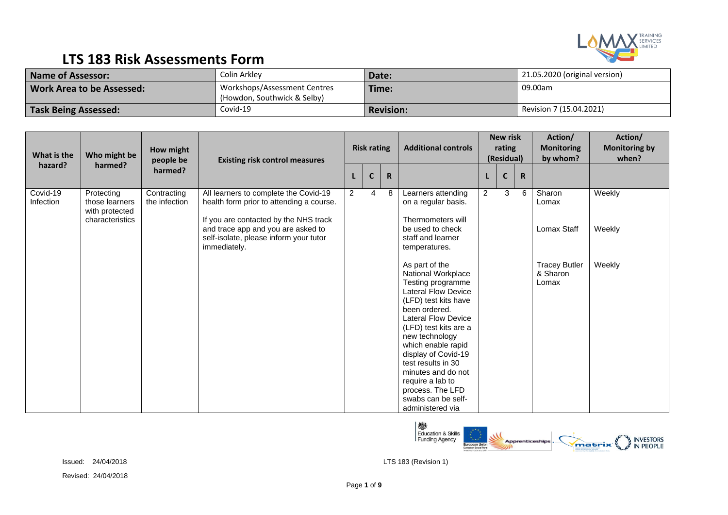# LTS 183 Risk Assessments Form

| Name of Assessor: | Colin Arkley | Date: | 21.05.2020 (original version) |
|---|---|---|---|
| Work Area to be Assessed: | Workshops/Assessment Centres (Howdon, Southwick & Selby) | Time: | 09.00am |
| Task Being Assessed: | Covid-19 | Revision: | Revision 7 (15.04.2021) |

| What is the hazard? | Who might be harmed? | How might people be harmed? | Existing risk control measures | Risk rating | | | Additional controls | New risk rating (Residual) | | | Action/ Monitoring by whom? | Action/ Monitoring by when? |
|---|---|---|---|---|---|---|---|---|---|---|---|---|
| | | | | L | C | R | | L | C | R | | |
| Covid-19 Infection | Protecting those learners with protected characteristics | Contracting the infection | All learners to complete the Covid-19 health form prior to attending a course.<br><br>If you are contacted by the NHS track and trace app and you are asked to self-isolate, please inform your tutor immediately. | 2 | 4 | 8 | Learners attending on a regular basis.<br><br>Thermometers will be used to check staff and learner temperatures.<br><br>As part of the National Workplace Testing programme Lateral Flow Device (LFD) test kits have been ordered. Lateral Flow Device (LFD) test kits are a new technology which enable rapid display of Covid-19 test results in 30 minutes and do not require a lab to process. The LFD swabs can be self-administered via | 2 | 3 | 6 | Sharon Lomax<br><br>Lomax Staff<br><br>Tracey Butler & Sharon Lomax | Weekly<br><br>Weekly<br><br>Weekly |

Issued: 24/04/2018

Revised: 24/04/2018

LTS 183 (Revision 1)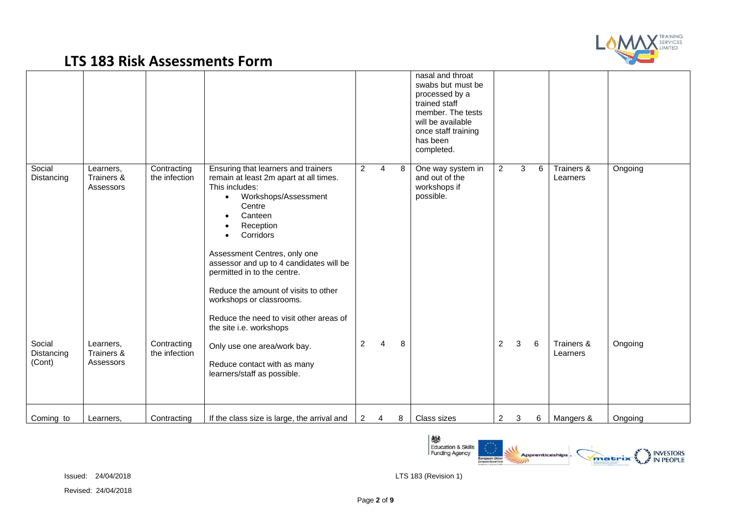# LTS 183 Risk Assessments Form

| | | | | | | | | | | | | |
|---|---|---|---|---|---|---|---|---|---|---|---|---|
| | | | | | | | nasal and throat swabs but must be processed by a trained staff member. The tests will be available once staff training has been completed. | | | | | |
| Social Distancing | Learners, Trainers & Assessors | Contracting the infection | Ensuring that learners and trainers remain at least 2m apart at all times. This includes:<br>• Workshops/Assessment Centre<br>• Canteen<br>• Reception<br>• Corridors<br><br>Assessment Centres, only one assessor and up to 4 candidates will be permitted in to the centre.<br><br>Reduce the amount of visits to other workshops or classrooms.<br><br>Reduce the need to visit other areas of the site i.e. workshops | 2 | 4 | 8 | One way system in and out of the workshops if possible. | 2 | 3 | 6 | Trainers & Learners | Ongoing |
| Social Distancing (Cont) | Learners, Trainers & Assessors | Contracting the infection | Only use one area/work bay.<br><br>Reduce contact with as many learners/staff as possible. | 2 | 4 | 8 | | 2 | 3 | 6 | Trainers & Learners | Ongoing |
| Coming to | Learners, | Contracting | If the class size is large, the arrival and | 2 | 4 | 8 | Class sizes | 2 | 3 | 6 | Mangers & | Ongoing |

Issued: 24/04/2018

Revised: 24/04/2018

LTS 183 (Revision 1)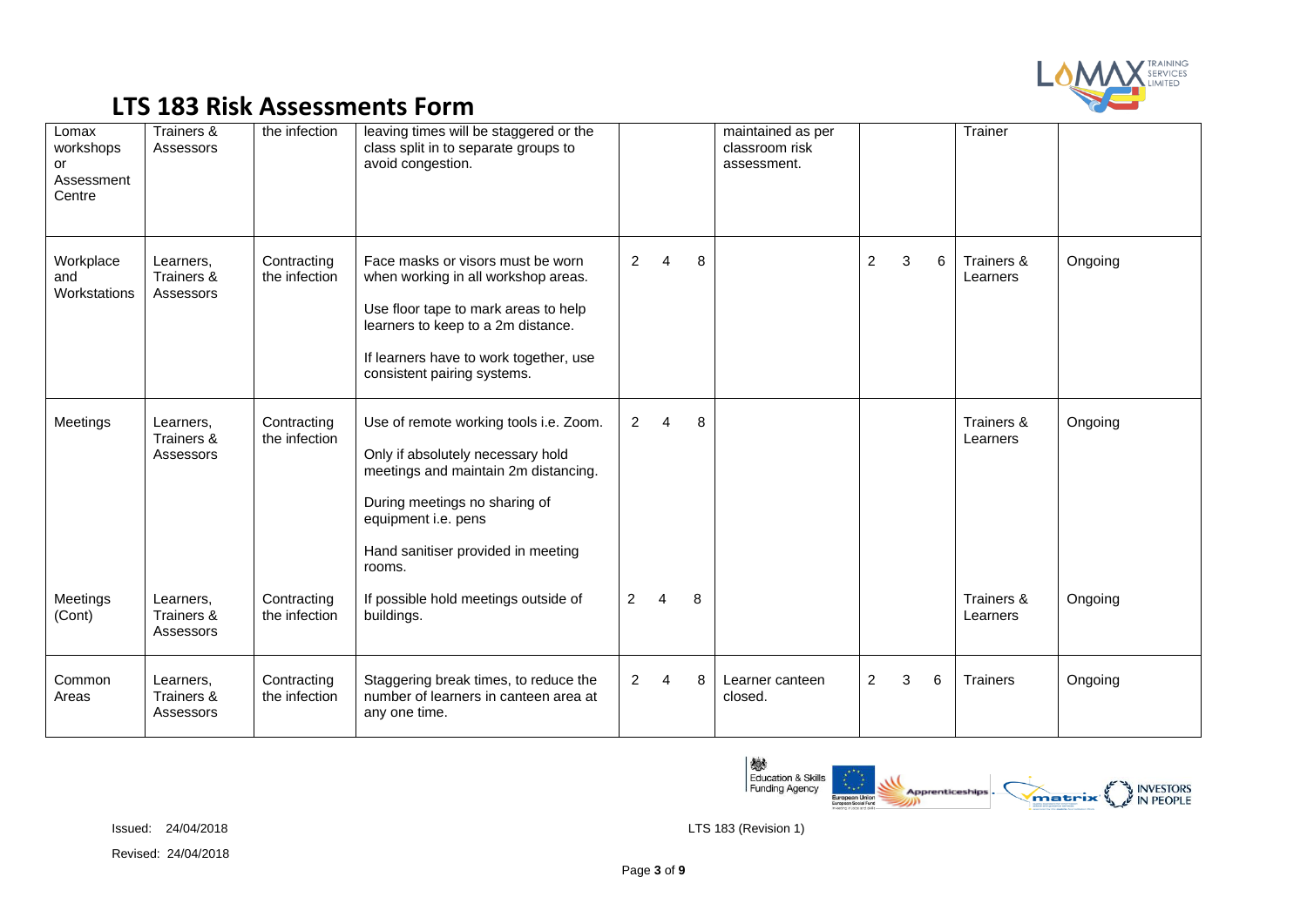# LTS 183 Risk Assessments Form

| | | | | | | | | | | | | |
|---|---|---|---|---|---|---|---|---|---|---|---|---|
| Lomax workshops or Assessment Centre | Trainers & Assessors | the infection | leaving times will be staggered or the class split in to separate groups to avoid congestion. | | | | maintained as per classroom risk assessment. | | | | Trainer | |
| Workplace and Workstations | Learners, Trainers & Assessors | Contracting the infection | Face masks or visors must be worn when working in all workshop areas.<br><br>Use floor tape to mark areas to help learners to keep to a 2m distance.<br><br>If learners have to work together, use consistent pairing systems. | 2 | 4 | 8 | | 2 | 3 | 6 | Trainers & Learners | Ongoing |
| Meetings | Learners, Trainers & Assessors | Contracting the infection | Use of remote working tools i.e. Zoom.<br><br>Only if absolutely necessary hold meetings and maintain 2m distancing.<br><br>During meetings no sharing of equipment i.e. pens<br><br>Hand sanitiser provided in meeting rooms. | 2 | 4 | 8 | | | | | Trainers & Learners | Ongoing |
| Meetings (Cont) | Learners, Trainers & Assessors | Contracting the infection | If possible hold meetings outside of buildings. | 2 | 4 | 8 | | | | | Trainers & Learners | Ongoing |
| Common Areas | Learners, Trainers & Assessors | Contracting the infection | Staggering break times, to reduce the number of learners in canteen area at any one time. | 2 | 4 | 8 | Learner canteen closed. | 2 | 3 | 6 | Trainers | Ongoing |

Issued: 24/04/2018

Revised: 24/04/2018

LTS 183 (Revision 1)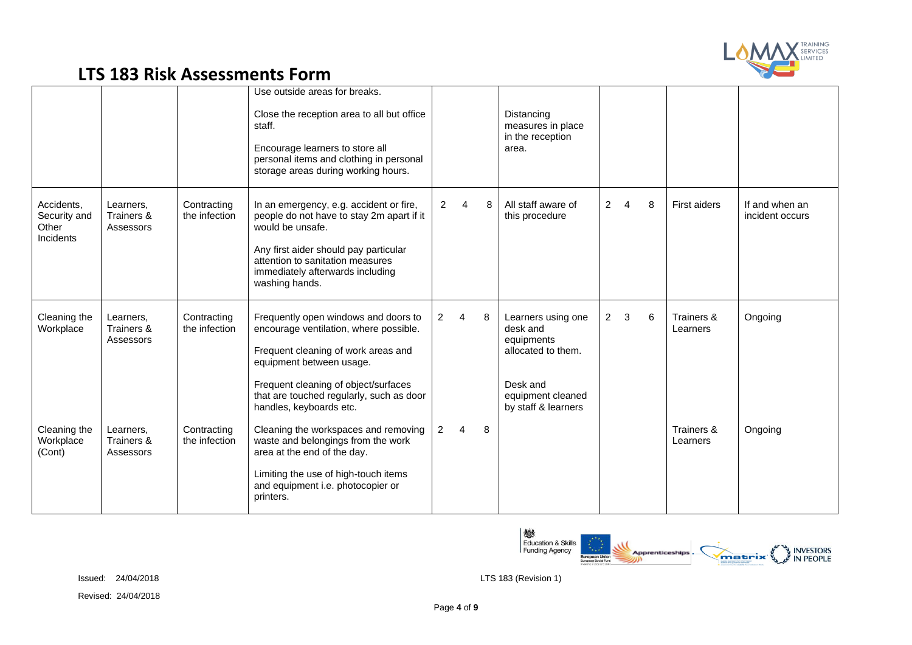# LTS 183 Risk Assessments Form

| | | | | | | | | | | | | |
|---|---|---|---|---|---|---|---|---|---|---|---|---|
| | | | Use outside areas for breaks.<br><br>Close the reception area to all but office staff.<br><br>Encourage learners to store all personal items and clothing in personal storage areas during working hours. | | | | Distancing measures in place in the reception area. | | | | | |
| Accidents, Security and Other Incidents | Learners, Trainers & Assessors | Contracting the infection | In an emergency, e.g. accident or fire, people do not have to stay 2m apart if it would be unsafe.<br><br>Any first aider should pay particular attention to sanitation measures immediately afterwards including washing hands. | 2 | 4 | 8 | All staff aware of this procedure | 2 | 4 | 8 | First aiders | If and when an incident occurs |
| Cleaning the Workplace | Learners, Trainers & Assessors | Contracting the infection | Frequently open windows and doors to encourage ventilation, where possible.<br><br>Frequent cleaning of work areas and equipment between usage.<br><br>Frequent cleaning of object/surfaces that are touched regularly, such as door handles, keyboards etc. | 2 | 4 | 8 | Learners using one desk and equipments allocated to them.<br><br>Desk and equipment cleaned by staff & learners | 2 | 3 | 6 | Trainers & Learners | Ongoing |
| Cleaning the Workplace (Cont) | Learners, Trainers & Assessors | Contracting the infection | Cleaning the workspaces and removing waste and belongings from the work area at the end of the day.<br><br>Limiting the use of high-touch items and equipment i.e. photocopier or printers. | 2 | 4 | 8 | | | | | Trainers & Learners | Ongoing |

Issued: 24/04/2018

Revised: 24/04/2018

LTS 183 (Revision 1)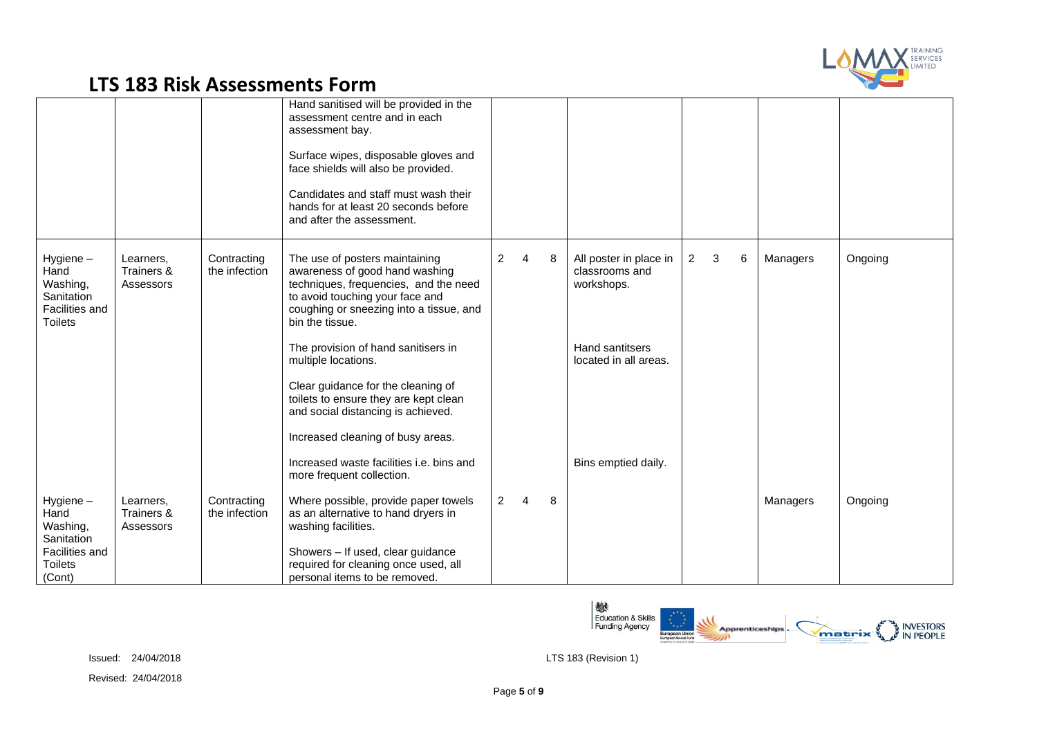# LTS 183 Risk Assessments Form

| | | | | | | | | | | | | |
|---|---|---|---|---|---|---|---|---|---|---|---|---|
| | | | Hand sanitised will be provided in the assessment centre and in each assessment bay.<br><br>Surface wipes, disposable gloves and face shields will also be provided.<br><br>Candidates and staff must wash their hands for at least 20 seconds before and after the assessment. | | | | | | | | | |
| Hygiene – Hand Washing, Sanitation Facilities and Toilets | Learners, Trainers & Assessors | Contracting the infection | The use of posters maintaining awareness of good hand washing techniques, frequencies, and the need to avoid touching your face and coughing or sneezing into a tissue, and bin the tissue.<br><br>The provision of hand sanitisers in multiple locations.<br><br>Clear guidance for the cleaning of toilets to ensure they are kept clean and social distancing is achieved.<br><br>Increased cleaning of busy areas.<br><br>Increased waste facilities i.e. bins and more frequent collection. | 2 | 4 | 8 | All poster in place in classrooms and workshops.<br><br>Hand santitsers located in all areas.<br><br>Bins emptied daily. | 2 | 3 | 6 | Managers | Ongoing |
| Hygiene – Hand Washing, Sanitation Facilities and Toilets (Cont) | Learners, Trainers & Assessors | Contracting the infection | Where possible, provide paper towels as an alternative to hand dryers in washing facilities.<br><br>Showers – If used, clear guidance required for cleaning once used, all personal items to be removed. | 2 | 4 | 8 | | | | | Managers | Ongoing |

Issued: 24/04/2018

Revised: 24/04/2018

LTS 183 (Revision 1)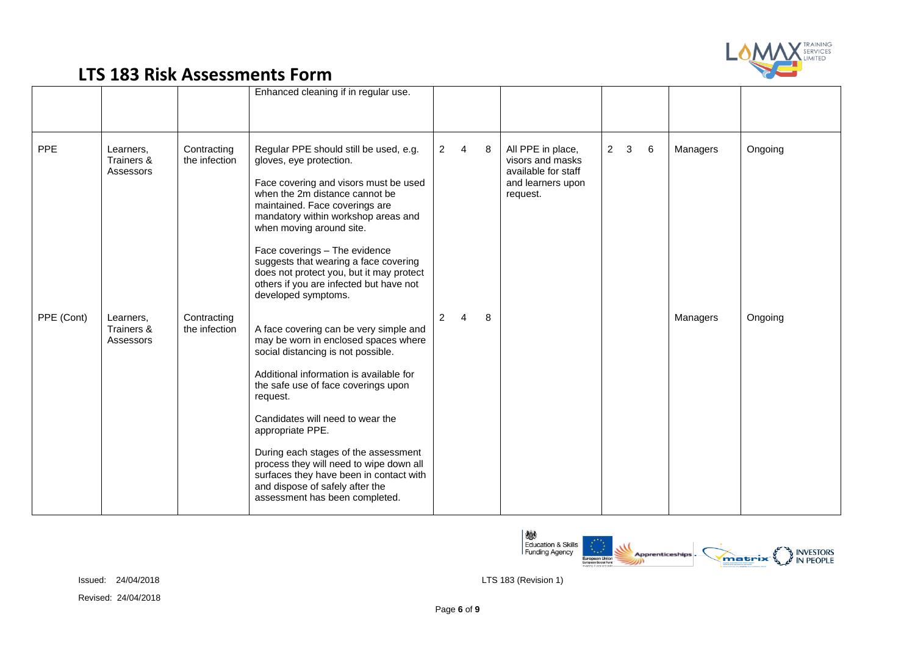# LTS 183 Risk Assessments Form

| | | | | | | | | | | | | | |
|---|---|---|---|---|---|---|---|---|---|---|---|---|---|
| | | | Enhanced cleaning if in regular use. | | | | | | | | | | |
| PPE | Learners, Trainers & Assessors | Contracting the infection | Regular PPE should still be used, e.g. gloves, eye protection.<br><br>Face covering and visors must be used when the 2m distance cannot be maintained. Face coverings are mandatory within workshop areas and when moving around site.<br><br>Face coverings – The evidence suggests that wearing a face covering does not protect you, but it may protect others if you are infected but have not developed symptoms. | 2 | 4 | 8 | All PPE in place, visors and masks available for staff and learners upon request. | 2 | 3 | 6 | Managers | Ongoing |
| PPE (Cont) | Learners, Trainers & Assessors | Contracting the infection | A face covering can be very simple and may be worn in enclosed spaces where social distancing is not possible.<br><br>Additional information is available for the safe use of face coverings upon request.<br><br>Candidates will need to wear the appropriate PPE.<br><br>During each stages of the assessment process they will need to wipe down all surfaces they have been in contact with and dispose of safely after the assessment has been completed. | 2 | 4 | 8 | | | | | Managers | Ongoing |

Issued: 24/04/2018

Revised: 24/04/2018

LTS 183 (Revision 1)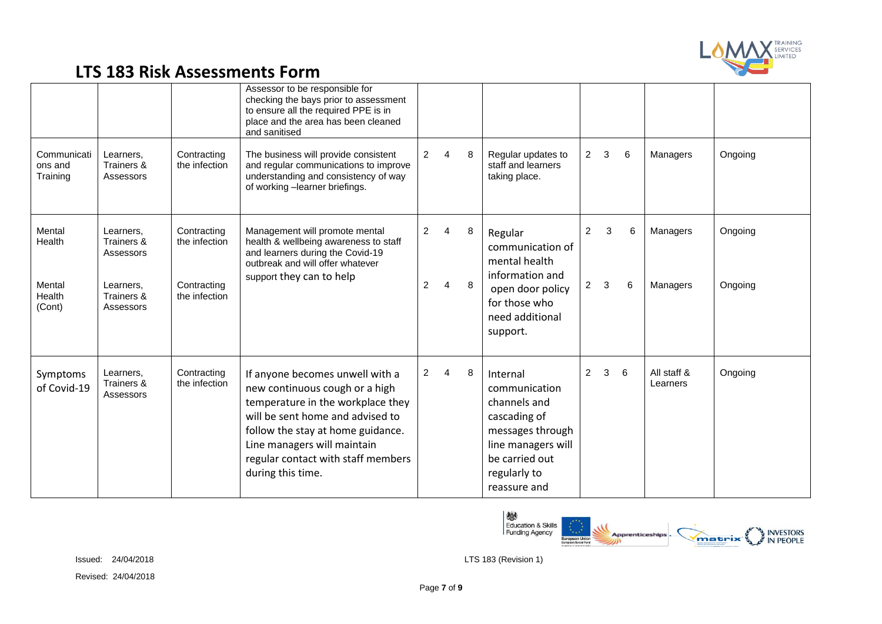# LTS 183 Risk Assessments Form

| | | | | | | | | | | | | |
|---|---|---|---|---|---|---|---|---|---|---|---|---|
| | | | Assessor to be responsible for checking the bays prior to assessment to ensure all the required PPE is in place and the area has been cleaned and sanitised | | | | | | | | | |
| Communications and Training | Learners, Trainers & Assessors | Contracting the infection | The business will provide consistent and regular communications to improve understanding and consistency of way of working –learner briefings. | 2 | 4 | 8 | Regular updates to staff and learners taking place. | 2 | 3 | 6 | Managers | Ongoing |
| Mental Health | Learners, Trainers & Assessors | Contracting the infection | Management will promote mental health & wellbeing awareness to staff and learners during the Covid-19 outbreak and will offer whatever support they can to help | 2 | 4 | 8 | Regular communication of mental health information and open door policy for those who need additional support. | 2 | 3 | 6 | Managers | Ongoing |
| Mental Health (Cont) | Learners, Trainers & Assessors | Contracting the infection | | 2 | 4 | 8 | | 2 | 3 | 6 | Managers | Ongoing |
| Symptoms of Covid-19 | Learners, Trainers & Assessors | Contracting the infection | If anyone becomes unwell with a new continuous cough or a high temperature in the workplace they will be sent home and advised to follow the stay at home guidance. Line managers will maintain regular contact with staff members during this time. | 2 | 4 | 8 | Internal communication channels and cascading of messages through line managers will be carried out regularly to reassure and | 2 | 3 | 6 | All staff & Learners | Ongoing |

Issued: 24/04/2018

Revised: 24/04/2018

LTS 183 (Revision 1)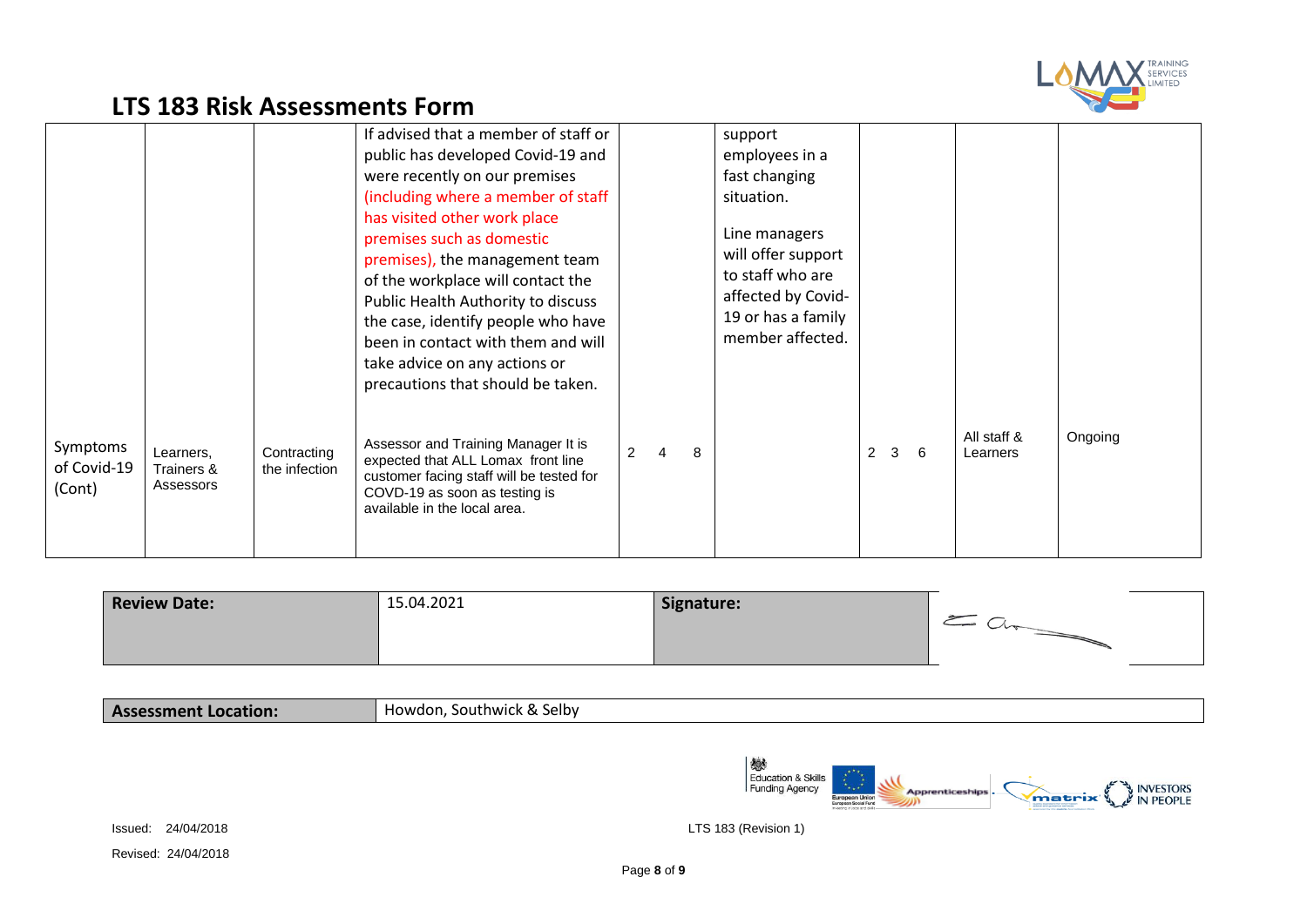# LTS 183 Risk Assessments Form

| | | | | | | | | |
|---|---|---|---|---|---|---|---|---|
| | | | If advised that a member of staff or public has developed Covid-19 and were recently on our premises (including where a member of staff has visited other work place premises such as domestic premises), the management team of the workplace will contact the Public Health Authority to discuss the case, identify people who have been in contact with them and will take advice on any actions or precautions that should be taken. | | support employees in a fast changing situation.<br><br>Line managers will offer support to staff who are affected by Covid-19 or has a family member affected. | | | |
| Symptoms of Covid-19 (Cont) | Learners, Trainers & Assessors | Contracting the infection | Assessor and Training Manager It is expected that ALL Lomax front line customer facing staff will be tested for COVD-19 as soon as testing is available in the local area. | 2 4 8 | | 2 3 6 | All staff & Learners | Ongoing |

| **Review Date:** | 15.04.2021 | **Signature:** | |
|---|---|---|---|

| **Assessment Location:** | Howdon, Southwick & Selby |
|---|---|

Issued: 24/04/2018

Revised: 24/04/2018

LTS 183 (Revision 1)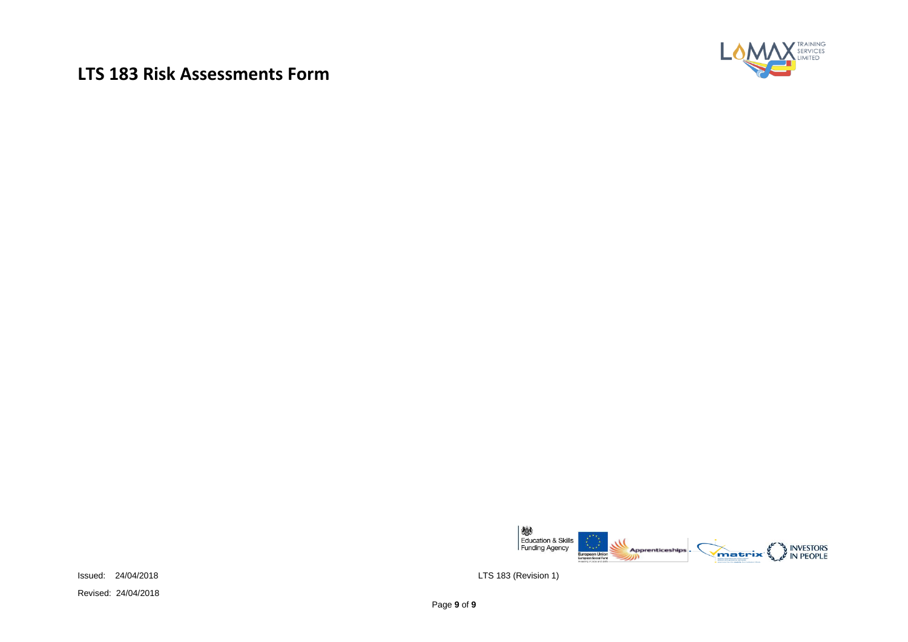# LTS 183 Risk Assessments Form